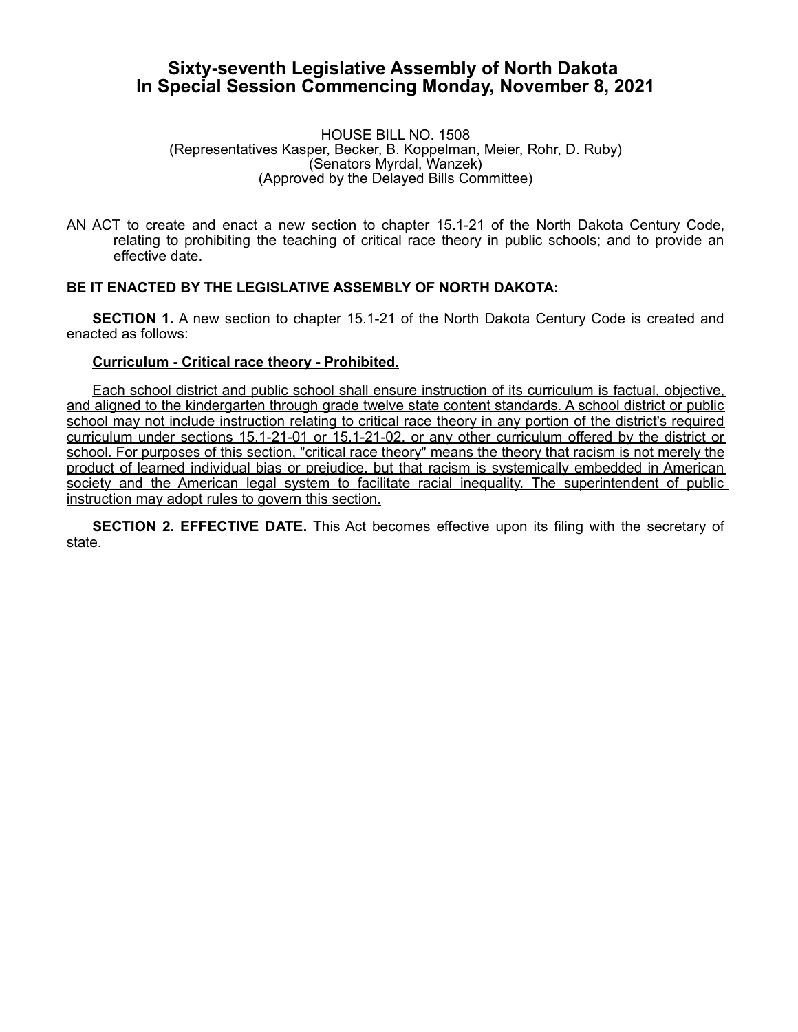# Sixty-seventh Legislative Assembly of North Dakota
# In Special Session Commencing Monday, November 8, 2021

HOUSE BILL NO. 1508
(Representatives Kasper, Becker, B. Koppelman, Meier, Rohr, D. Ruby)
(Senators Myrdal, Wanzek)
(Approved by the Delayed Bills Committee)

AN ACT to create and enact a new section to chapter 15.1-21 of the North Dakota Century Code, relating to prohibiting the teaching of critical race theory in public schools; and to provide an effective date.

**BE IT ENACTED BY THE LEGISLATIVE ASSEMBLY OF NORTH DAKOTA:**

**SECTION 1.** A new section to chapter 15.1-21 of the North Dakota Century Code is created and enacted as follows:

**Curriculum - Critical race theory - Prohibited.**

Each school district and public school shall ensure instruction of its curriculum is factual, objective, and aligned to the kindergarten through grade twelve state content standards. A school district or public school may not include instruction relating to critical race theory in any portion of the district's required curriculum under sections 15.1-21-01 or 15.1-21-02, or any other curriculum offered by the district or school. For purposes of this section, "critical race theory" means the theory that racism is not merely the product of learned individual bias or prejudice, but that racism is systemically embedded in American society and the American legal system to facilitate racial inequality. The superintendent of public instruction may adopt rules to govern this section.

**SECTION 2. EFFECTIVE DATE.** This Act becomes effective upon its filing with the secretary of state.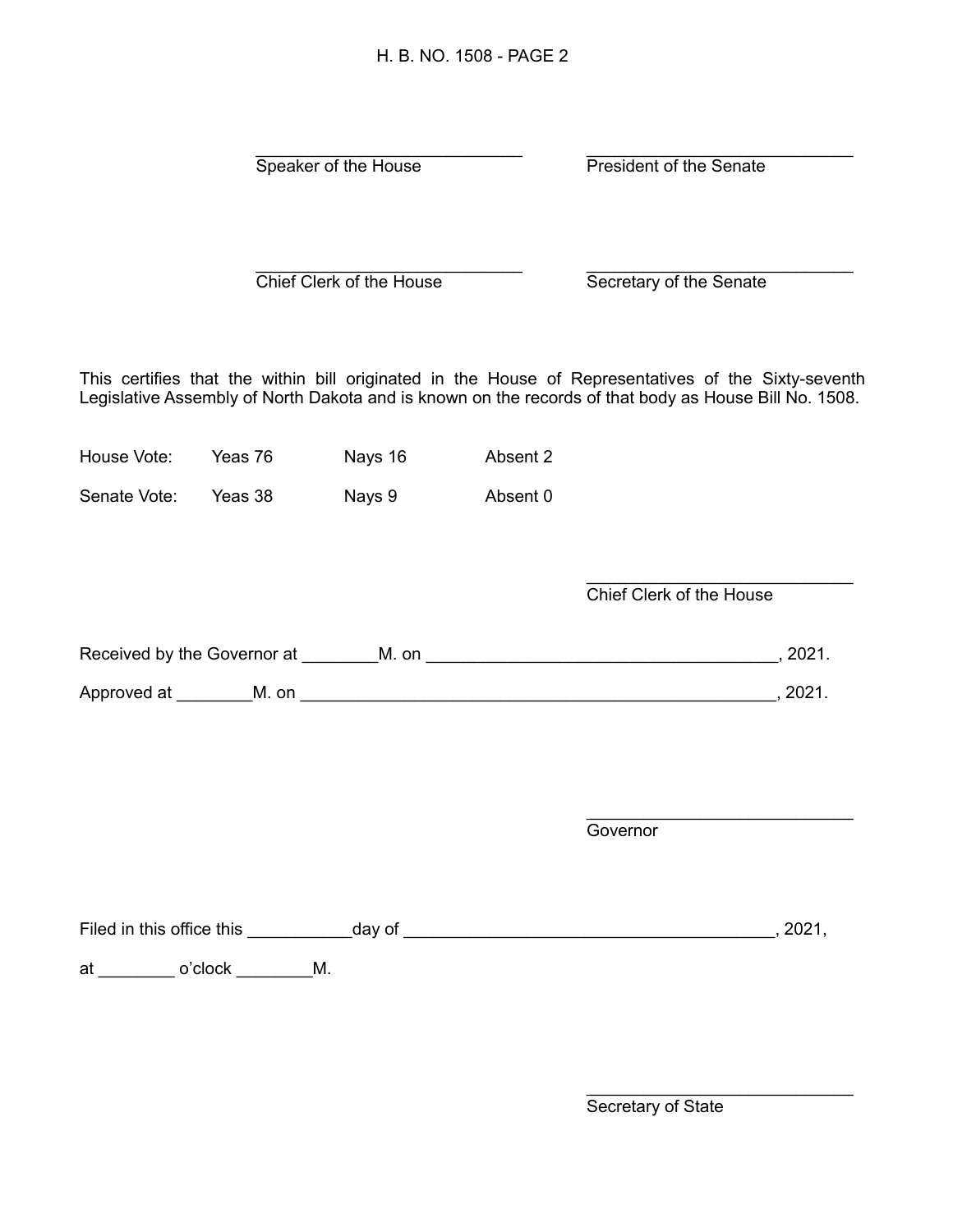\_\_\_\_\_\_\_\_\_\_\_\_\_\_\_\_\_\_\_\_\_\_\_\_\_\_\_\_
Speaker of the House

\_\_\_\_\_\_\_\_\_\_\_\_\_\_\_\_\_\_\_\_\_\_\_\_\_\_\_\_
President of the Senate

\_\_\_\_\_\_\_\_\_\_\_\_\_\_\_\_\_\_\_\_\_\_\_\_\_\_\_\_
Chief Clerk of the House

\_\_\_\_\_\_\_\_\_\_\_\_\_\_\_\_\_\_\_\_\_\_\_\_\_\_\_\_
Secretary of the Senate

This certifies that the within bill originated in the House of Representatives of the Sixty-seventh Legislative Assembly of North Dakota and is known on the records of that body as House Bill No. 1508.

| | | | |
|---|---|---|---|
| House Vote: | Yeas 76 | Nays 16 | Absent 2 |
| Senate Vote: | Yeas 38 | Nays 9 | Absent 0 |

\_\_\_\_\_\_\_\_\_\_\_\_\_\_\_\_\_\_\_\_\_\_\_\_\_\_\_\_
Chief Clerk of the House

Received by the Governor at \_\_\_\_\_\_\_\_M. on \_\_\_\_\_\_\_\_\_\_\_\_\_\_\_\_\_\_\_\_\_\_\_\_\_\_\_\_\_\_\_\_\_\_\_\_\_\_, 2021.

Approved at \_\_\_\_\_\_\_\_M. on \_\_\_\_\_\_\_\_\_\_\_\_\_\_\_\_\_\_\_\_\_\_\_\_\_\_\_\_\_\_\_\_\_\_\_\_\_\_\_\_\_\_\_\_\_\_\_\_\_\_, 2021.

\_\_\_\_\_\_\_\_\_\_\_\_\_\_\_\_\_\_\_\_\_\_\_\_\_\_\_\_
Governor

Filed in this office this \_\_\_\_\_\_\_\_\_\_\_day of \_\_\_\_\_\_\_\_\_\_\_\_\_\_\_\_\_\_\_\_\_\_\_\_\_\_\_\_\_\_\_\_\_\_\_\_\_\_\_\_, 2021,

at \_\_\_\_\_\_\_\_ o'clock \_\_\_\_\_\_\_\_M.

\_\_\_\_\_\_\_\_\_\_\_\_\_\_\_\_\_\_\_\_\_\_\_\_\_\_\_\_
Secretary of State